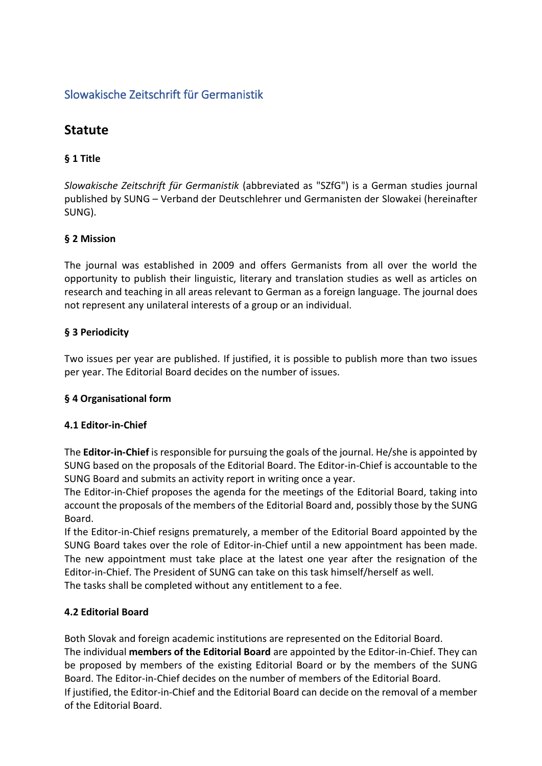# Slowakische Zeitschrift für Germanistik

## Statute

### § 1 Title

*Slowakische Zeitschrift für Germanistik* (abbreviated as "SZfG") is a German studies journal published by SUNG – Verband der Deutschlehrer und Germanisten der Slowakei (hereinafter SUNG).

### § 2 Mission

The journal was established in 2009 and offers Germanists from all over the world the opportunity to publish their linguistic, literary and translation studies as well as articles on research and teaching in all areas relevant to German as a foreign language. The journal does not represent any unilateral interests of a group or an individual.

### § 3 Periodicity

Two issues per year are published. If justified, it is possible to publish more than two issues per year. The Editorial Board decides on the number of issues.

### § 4 Organisational form

#### 4.1 Editor-in-Chief

The **Editor-in-Chief** is responsible for pursuing the goals of the journal. He/she is appointed by SUNG based on the proposals of the Editorial Board. The Editor-in-Chief is accountable to the SUNG Board and submits an activity report in writing once a year.
The Editor-in-Chief proposes the agenda for the meetings of the Editorial Board, taking into account the proposals of the members of the Editorial Board and, possibly those by the SUNG Board.
If the Editor-in-Chief resigns prematurely, a member of the Editorial Board appointed by the SUNG Board takes over the role of Editor-in-Chief until a new appointment has been made. The new appointment must take place at the latest one year after the resignation of the Editor-in-Chief. The President of SUNG can take on this task himself/herself as well.
The tasks shall be completed without any entitlement to a fee.

#### 4.2 Editorial Board

Both Slovak and foreign academic institutions are represented on the Editorial Board.
The individual **members of the Editorial Board** are appointed by the Editor-in-Chief. They can be proposed by members of the existing Editorial Board or by the members of the SUNG Board. The Editor-in-Chief decides on the number of members of the Editorial Board.
If justified, the Editor-in-Chief and the Editorial Board can decide on the removal of a member of the Editorial Board.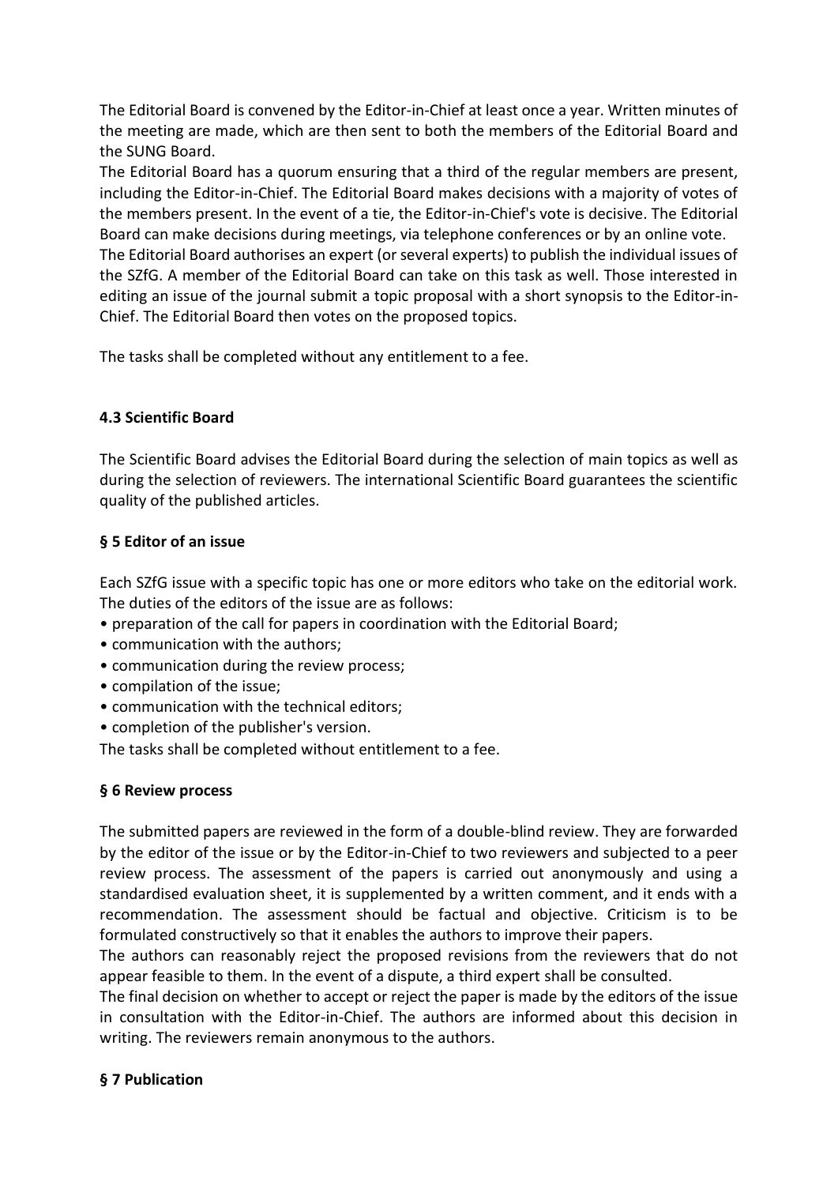The Editorial Board is convened by the Editor-in-Chief at least once a year. Written minutes of the meeting are made, which are then sent to both the members of the Editorial Board and the SUNG Board.

The Editorial Board has a quorum ensuring that a third of the regular members are present, including the Editor-in-Chief. The Editorial Board makes decisions with a majority of votes of the members present. In the event of a tie, the Editor-in-Chief's vote is decisive. The Editorial Board can make decisions during meetings, via telephone conferences or by an online vote.

The Editorial Board authorises an expert (or several experts) to publish the individual issues of the SZfG. A member of the Editorial Board can take on this task as well. Those interested in editing an issue of the journal submit a topic proposal with a short synopsis to the Editor-in-Chief. The Editorial Board then votes on the proposed topics.

The tasks shall be completed without any entitlement to a fee.

### 4.3 Scientific Board

The Scientific Board advises the Editorial Board during the selection of main topics as well as during the selection of reviewers. The international Scientific Board guarantees the scientific quality of the published articles.

## § 5 Editor of an issue

Each SZfG issue with a specific topic has one or more editors who take on the editorial work. The duties of the editors of the issue are as follows:

- preparation of the call for papers in coordination with the Editorial Board;
- communication with the authors;
- communication during the review process;
- compilation of the issue;
- communication with the technical editors;
- completion of the publisher's version.

The tasks shall be completed without entitlement to a fee.

## § 6 Review process

The submitted papers are reviewed in the form of a double-blind review. They are forwarded by the editor of the issue or by the Editor-in-Chief to two reviewers and subjected to a peer review process. The assessment of the papers is carried out anonymously and using a standardised evaluation sheet, it is supplemented by a written comment, and it ends with a recommendation. The assessment should be factual and objective. Criticism is to be formulated constructively so that it enables the authors to improve their papers.

The authors can reasonably reject the proposed revisions from the reviewers that do not appear feasible to them. In the event of a dispute, a third expert shall be consulted.

The final decision on whether to accept or reject the paper is made by the editors of the issue in consultation with the Editor-in-Chief. The authors are informed about this decision in writing. The reviewers remain anonymous to the authors.

## § 7 Publication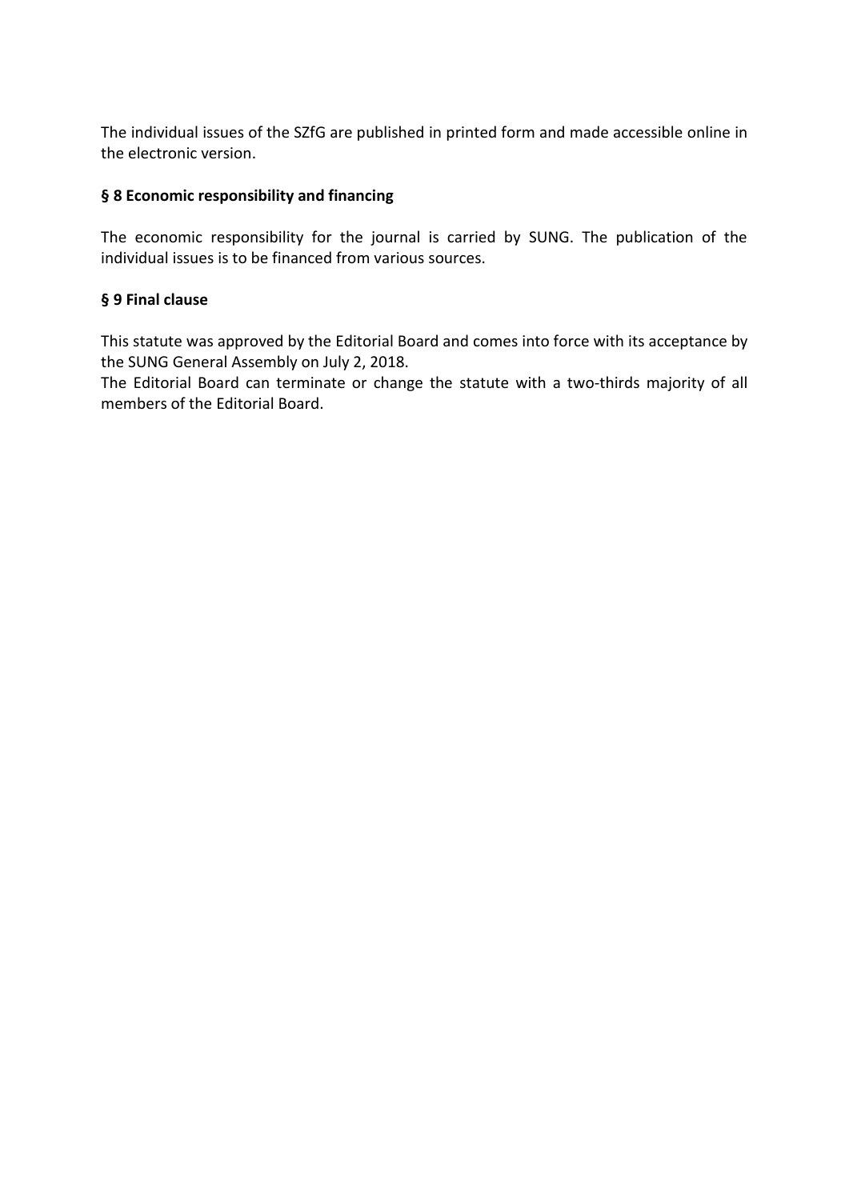The individual issues of the SZfG are published in printed form and made accessible online in the electronic version.

## § 8 Economic responsibility and financing

The economic responsibility for the journal is carried by SUNG. The publication of the individual issues is to be financed from various sources.

## § 9 Final clause

This statute was approved by the Editorial Board and comes into force with its acceptance by the SUNG General Assembly on July 2, 2018.
The Editorial Board can terminate or change the statute with a two-thirds majority of all members of the Editorial Board.